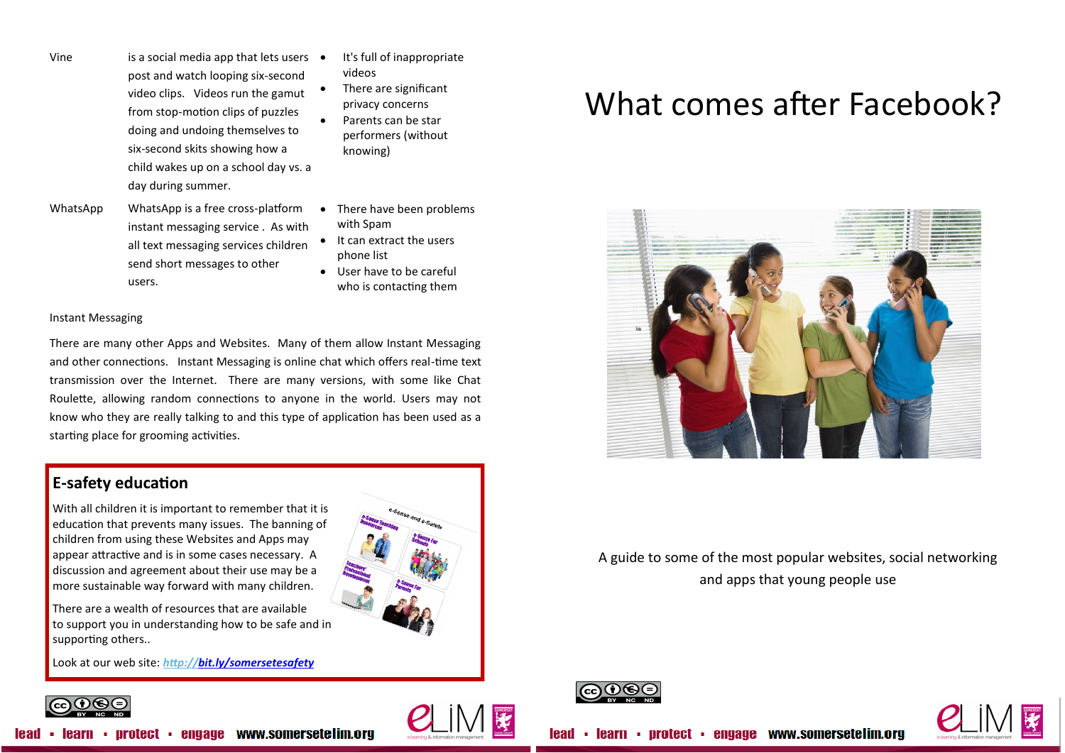| | | |
|---|---|---|
| Vine | is a social media app that lets users post and watch looping six-second video clips. Videos run the gamut from stop-motion clips of puzzles doing and undoing themselves to six-second skits showing how a child wakes up on a school day vs. a day during summer. | • It's full of inappropriate videos<br>• There are significant privacy concerns<br>• Parents can be star performers (without knowing) |
| WhatsApp | WhatsApp is a free cross-platform instant messaging service . As with all text messaging services children send short messages to other users. | • There have been problems with Spam<br>• It can extract the users phone list<br>• User have to be careful who is contacting them |

Instant Messaging

There are many other Apps and Websites. Many of them allow Instant Messaging and other connections. Instant Messaging is online chat which offers real-time text transmission over the Internet. There are many versions, with some like Chat Roulette, allowing random connections to anyone in the world. Users may not know who they are really talking to and this type of application has been used as a starting place for grooming activities.

## E-safety education

With all children it is important to remember that it is education that prevents many issues. The banning of children from using these Websites and Apps may appear attractive and is in some cases necessary. A discussion and agreement about their use may be a more sustainable way forward with many children.

There are a wealth of resources that are available to support you in understanding how to be safe and in supporting others..

Look at our web site: [http://bit.ly/somersetesafety](http://bit.ly/somersetesafety)

lead • learn • protect • engage www.somersetelim.org

# What comes after Facebook?

A guide to some of the most popular websites, social networking and apps that young people use

lead • learn • protect • engage www.somersetelim.org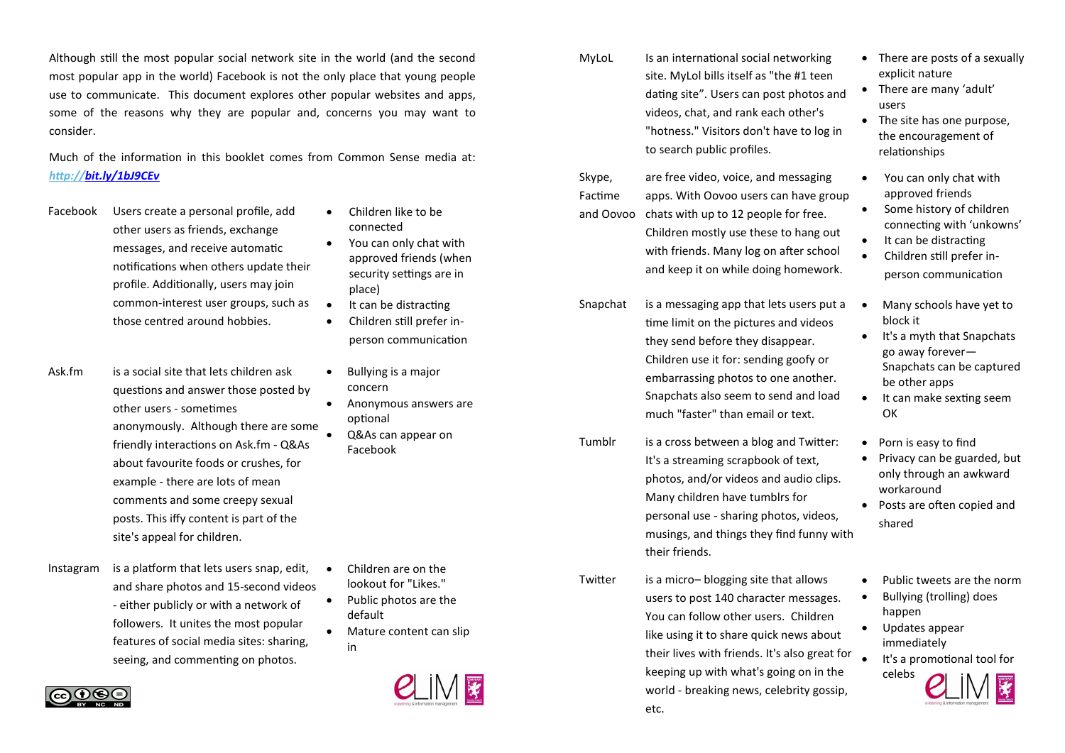Although still the most popular social network site in the world (and the second most popular app in the world) Facebook is not the only place that young people use to communicate. This document explores other popular websites and apps, some of the reasons why they are popular and, concerns you may want to consider.

Much of the information in this booklet comes from Common Sense media at: ***http://bit.ly/1bJ9CEv***

| | | |
|---|---|---|
| Facebook | Users create a personal profile, add other users as friends, exchange messages, and receive automatic notifications when others update their profile. Additionally, users may join common-interest user groups, such as those centred around hobbies. | • Children like to be connected<br>• You can only chat with approved friends (when security settings are in place)<br>• It can be distracting<br>• Children still prefer in-person communication |
| Ask.fm | is a social site that lets children ask questions and answer those posted by other users - sometimes anonymously. Although there are some friendly interactions on Ask.fm - Q&As about favourite foods or crushes, for example - there are lots of mean comments and some creepy sexual posts. This iffy content is part of the site's appeal for children. | • Bullying is a major concern<br>• Anonymous answers are optional<br>• Q&As can appear on Facebook |
| Instagram | is a platform that lets users snap, edit, and share photos and 15-second videos - either publicly or with a network of followers. It unites the most popular features of social media sites: sharing, seeing, and commenting on photos. | • Children are on the lookout for "Likes."<br>• Public photos are the default<br>• Mature content can slip in |
| MyLoL | Is an international social networking site. MyLol bills itself as "the #1 teen dating site". Users can post photos and videos, chat, and rank each other's "hotness." Visitors don't have to log in to search public profiles. | • There are posts of a sexually explicit nature<br>• There are many 'adult' users<br>• The site has one purpose, the encouragement of relationships |
| Skype, Facetime and Oovoo | are free video, voice, and messaging apps. With Oovoo users can have group chats with up to 12 people for free. Children mostly use these to hang out with friends. Many log on after school and keep it on while doing homework. | • You can only chat with approved friends<br>• Some history of children connecting with 'unkowns'<br>• It can be distracting<br>• Children still prefer in-person communication |
| Snapchat | is a messaging app that lets users put a time limit on the pictures and videos they send before they disappear. Children use it for: sending goofy or embarrassing photos to one another. Snapchats also seem to send and load much "faster" than email or text. | • Many schools have yet to block it<br>• It's a myth that Snapchats go away forever—Snapchats can be captured be other apps<br>• It can make sexting seem OK |
| Tumblr | is a cross between a blog and Twitter: It's a streaming scrapbook of text, photos, and/or videos and audio clips. Many children have tumblrs for personal use - sharing photos, videos, musings, and things they find funny with their friends. | • Porn is easy to find<br>• Privacy can be guarded, but only through an awkward workaround<br>• Posts are often copied and shared |
| Twitter | is a micro– blogging site that allows users to post 140 character messages. You can follow other users. Children like using it to share quick news about their lives with friends. It's also great for keeping up with what's going on in the world - breaking news, celebrity gossip, etc. | • Public tweets are the norm<br>• Bullying (trolling) does happen<br>• Updates appear immediately<br>• It's a promotional tool for celebs |